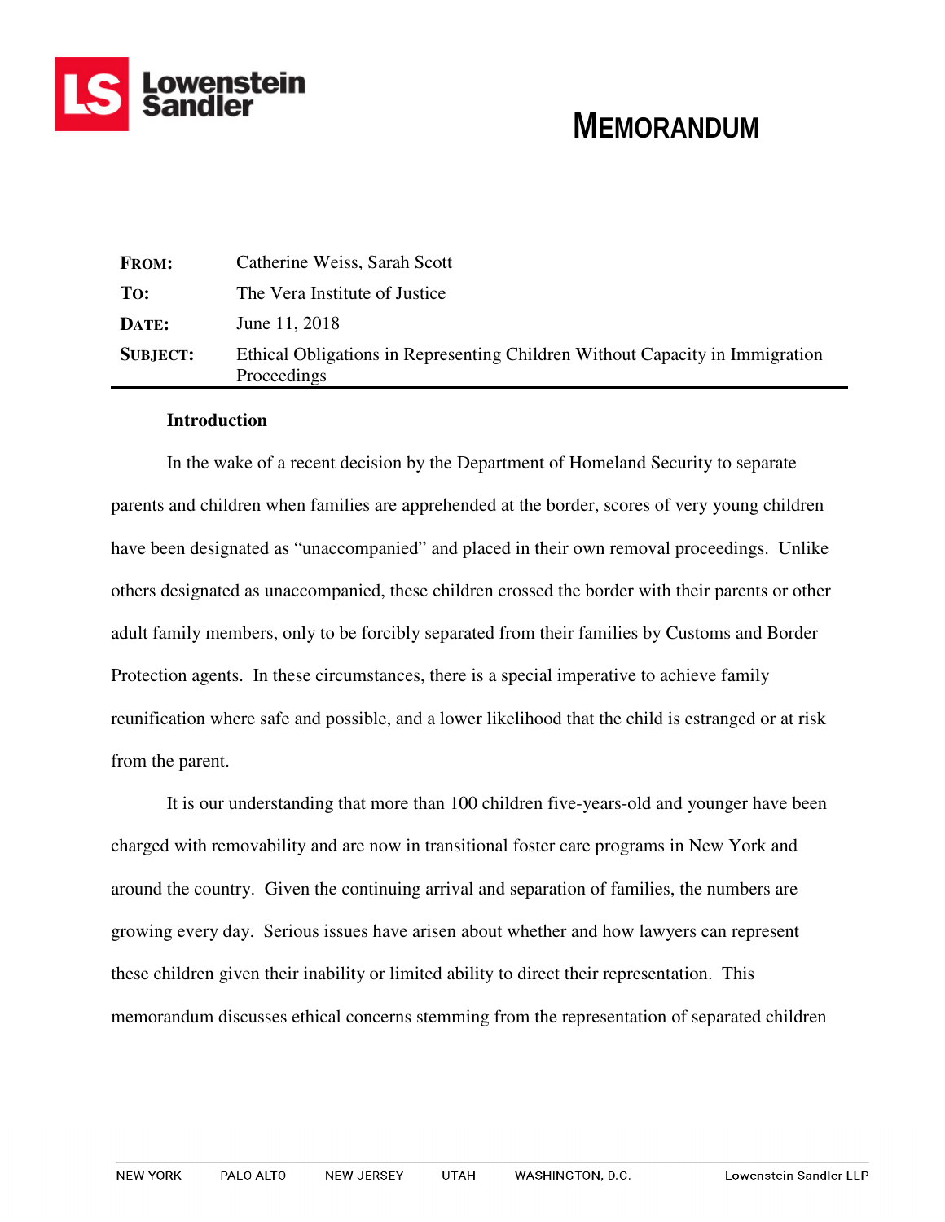# MEMORANDUM

Lowenstein Sandler

| | |
|---|---|
| **FROM:** | Catherine Weiss, Sarah Scott |
| **TO:** | The Vera Institute of Justice |
| **DATE:** | June 11, 2018 |
| **SUBJECT:** | Ethical Obligations in Representing Children Without Capacity in Immigration Proceedings |

**Introduction**

In the wake of a recent decision by the Department of Homeland Security to separate parents and children when families are apprehended at the border, scores of very young children have been designated as "unaccompanied" and placed in their own removal proceedings. Unlike others designated as unaccompanied, these children crossed the border with their parents or other adult family members, only to be forcibly separated from their families by Customs and Border Protection agents. In these circumstances, there is a special imperative to achieve family reunification where safe and possible, and a lower likelihood that the child is estranged or at risk from the parent.

It is our understanding that more than 100 children five-years-old and younger have been charged with removability and are now in transitional foster care programs in New York and around the country. Given the continuing arrival and separation of families, the numbers are growing every day. Serious issues have arisen about whether and how lawyers can represent these children given their inability or limited ability to direct their representation. This memorandum discusses ethical concerns stemming from the representation of separated children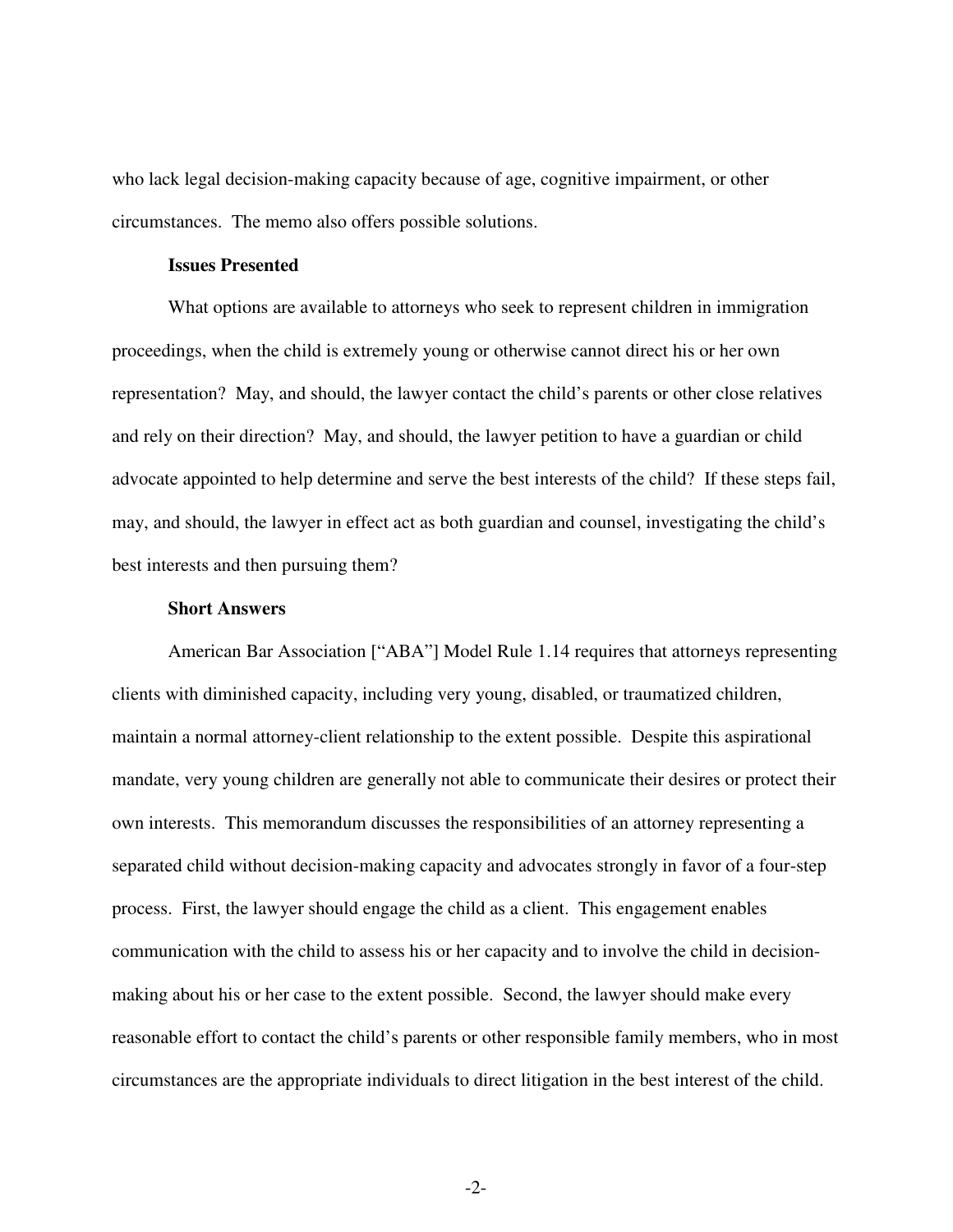who lack legal decision-making capacity because of age, cognitive impairment, or other circumstances. The memo also offers possible solutions.

**Issues Presented**

What options are available to attorneys who seek to represent children in immigration proceedings, when the child is extremely young or otherwise cannot direct his or her own representation? May, and should, the lawyer contact the child's parents or other close relatives and rely on their direction? May, and should, the lawyer petition to have a guardian or child advocate appointed to help determine and serve the best interests of the child? If these steps fail, may, and should, the lawyer in effect act as both guardian and counsel, investigating the child's best interests and then pursuing them?

**Short Answers**

American Bar Association ["ABA"] Model Rule 1.14 requires that attorneys representing clients with diminished capacity, including very young, disabled, or traumatized children, maintain a normal attorney-client relationship to the extent possible. Despite this aspirational mandate, very young children are generally not able to communicate their desires or protect their own interests. This memorandum discusses the responsibilities of an attorney representing a separated child without decision-making capacity and advocates strongly in favor of a four-step process. First, the lawyer should engage the child as a client. This engagement enables communication with the child to assess his or her capacity and to involve the child in decision-making about his or her case to the extent possible. Second, the lawyer should make every reasonable effort to contact the child's parents or other responsible family members, who in most circumstances are the appropriate individuals to direct litigation in the best interest of the child.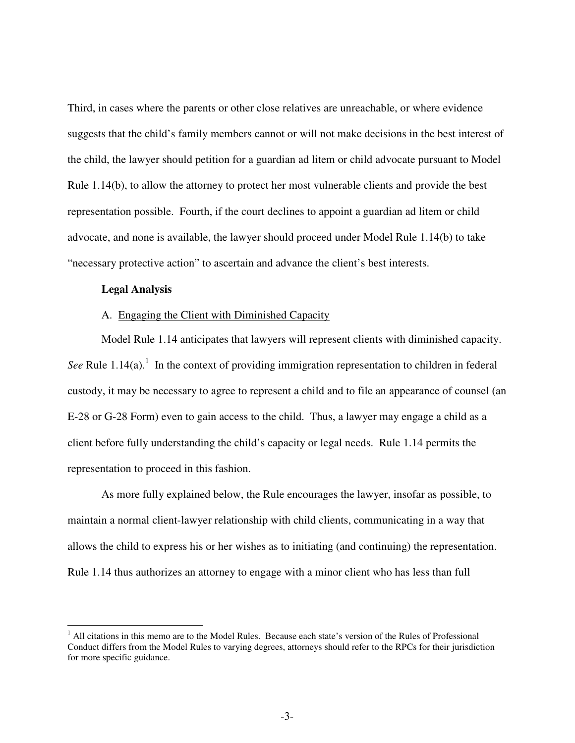Third, in cases where the parents or other close relatives are unreachable, or where evidence suggests that the child's family members cannot or will not make decisions in the best interest of the child, the lawyer should petition for a guardian ad litem or child advocate pursuant to Model Rule 1.14(b), to allow the attorney to protect her most vulnerable clients and provide the best representation possible. Fourth, if the court declines to appoint a guardian ad litem or child advocate, and none is available, the lawyer should proceed under Model Rule 1.14(b) to take "necessary protective action" to ascertain and advance the client's best interests.

**Legal Analysis**

A. Engaging the Client with Diminished Capacity

Model Rule 1.14 anticipates that lawyers will represent clients with diminished capacity. *See* Rule 1.14(a).[1] In the context of providing immigration representation to children in federal custody, it may be necessary to agree to represent a child and to file an appearance of counsel (an E-28 or G-28 Form) even to gain access to the child. Thus, a lawyer may engage a child as a client before fully understanding the child's capacity or legal needs. Rule 1.14 permits the representation to proceed in this fashion.

As more fully explained below, the Rule encourages the lawyer, insofar as possible, to maintain a normal client-lawyer relationship with child clients, communicating in a way that allows the child to express his or her wishes as to initiating (and continuing) the representation. Rule 1.14 thus authorizes an attorney to engage with a minor client who has less than full

[1] All citations in this memo are to the Model Rules. Because each state's version of the Rules of Professional Conduct differs from the Model Rules to varying degrees, attorneys should refer to the RPCs for their jurisdiction for more specific guidance.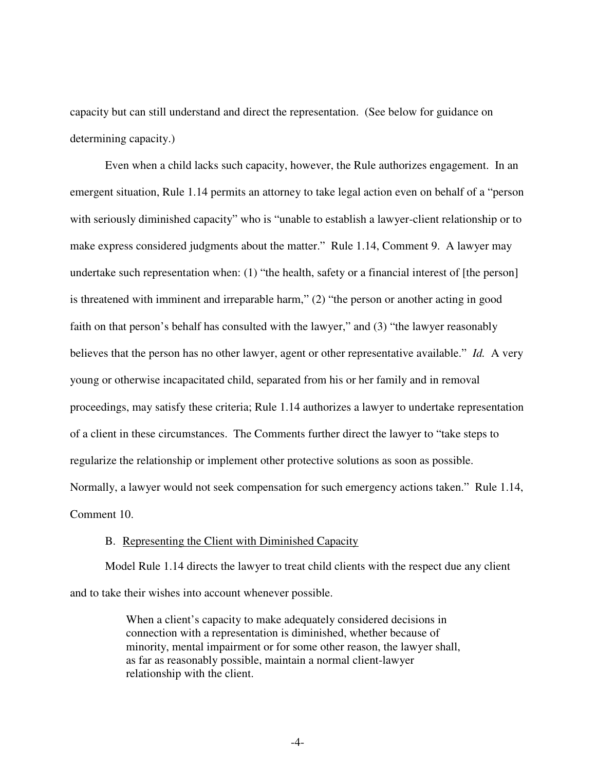capacity but can still understand and direct the representation. (See below for guidance on determining capacity.)

Even when a child lacks such capacity, however, the Rule authorizes engagement. In an emergent situation, Rule 1.14 permits an attorney to take legal action even on behalf of a "person with seriously diminished capacity" who is "unable to establish a lawyer-client relationship or to make express considered judgments about the matter." Rule 1.14, Comment 9. A lawyer may undertake such representation when: (1) "the health, safety or a financial interest of [the person] is threatened with imminent and irreparable harm," (2) "the person or another acting in good faith on that person's behalf has consulted with the lawyer," and (3) "the lawyer reasonably believes that the person has no other lawyer, agent or other representative available." *Id.* A very young or otherwise incapacitated child, separated from his or her family and in removal proceedings, may satisfy these criteria; Rule 1.14 authorizes a lawyer to undertake representation of a client in these circumstances. The Comments further direct the lawyer to "take steps to regularize the relationship or implement other protective solutions as soon as possible. Normally, a lawyer would not seek compensation for such emergency actions taken." Rule 1.14, Comment 10.

B. Representing the Client with Diminished Capacity

Model Rule 1.14 directs the lawyer to treat child clients with the respect due any client and to take their wishes into account whenever possible.

> When a client's capacity to make adequately considered decisions in connection with a representation is diminished, whether because of minority, mental impairment or for some other reason, the lawyer shall, as far as reasonably possible, maintain a normal client-lawyer relationship with the client.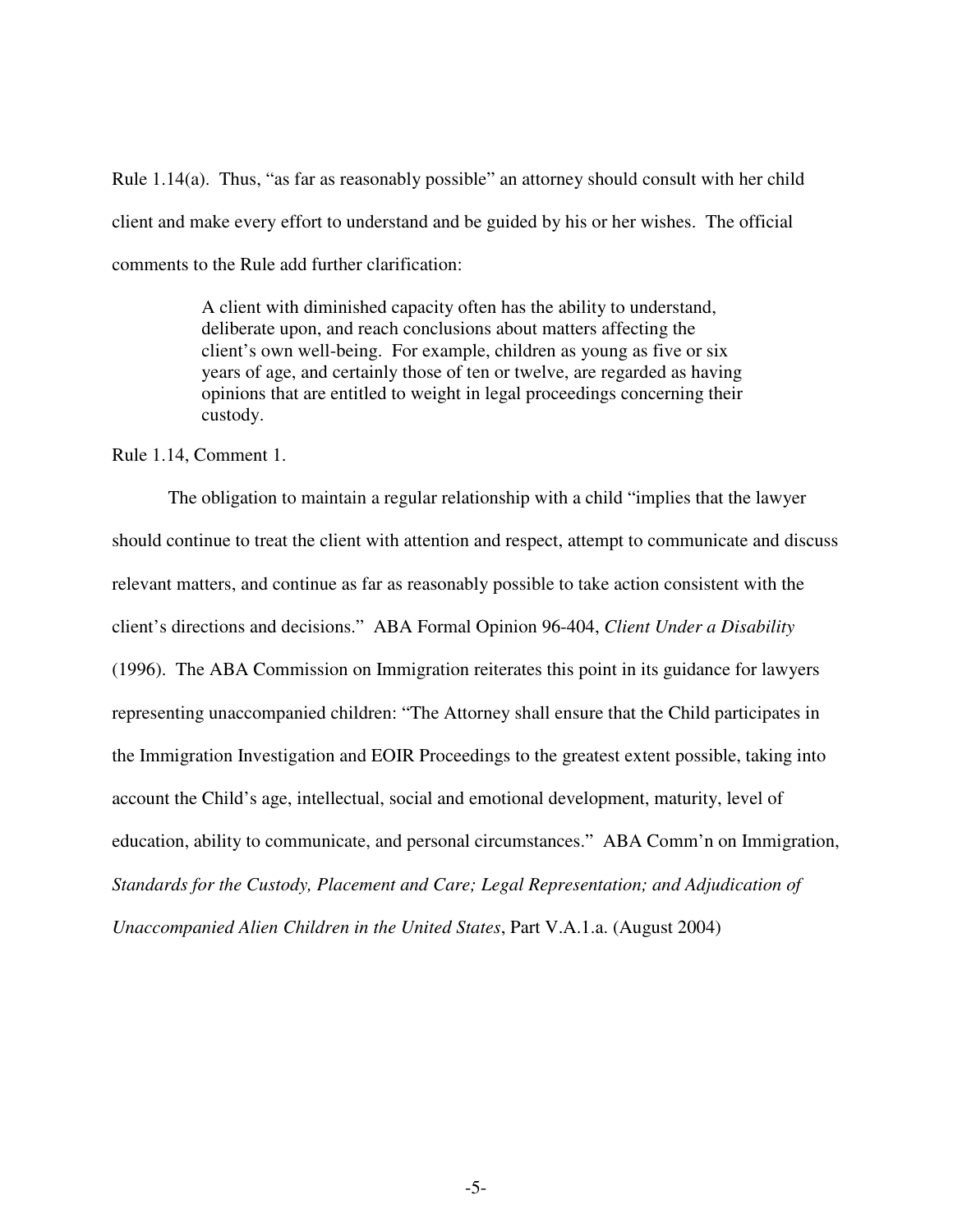Rule 1.14(a). Thus, "as far as reasonably possible" an attorney should consult with her child client and make every effort to understand and be guided by his or her wishes. The official comments to the Rule add further clarification:

> A client with diminished capacity often has the ability to understand, deliberate upon, and reach conclusions about matters affecting the client's own well-being. For example, children as young as five or six years of age, and certainly those of ten or twelve, are regarded as having opinions that are entitled to weight in legal proceedings concerning their custody.

Rule 1.14, Comment 1.

The obligation to maintain a regular relationship with a child "implies that the lawyer should continue to treat the client with attention and respect, attempt to communicate and discuss relevant matters, and continue as far as reasonably possible to take action consistent with the client's directions and decisions." ABA Formal Opinion 96-404, *Client Under a Disability* (1996). The ABA Commission on Immigration reiterates this point in its guidance for lawyers representing unaccompanied children: "The Attorney shall ensure that the Child participates in the Immigration Investigation and EOIR Proceedings to the greatest extent possible, taking into account the Child's age, intellectual, social and emotional development, maturity, level of education, ability to communicate, and personal circumstances." ABA Comm'n on Immigration, *Standards for the Custody, Placement and Care; Legal Representation; and Adjudication of Unaccompanied Alien Children in the United States*, Part V.A.1.a. (August 2004)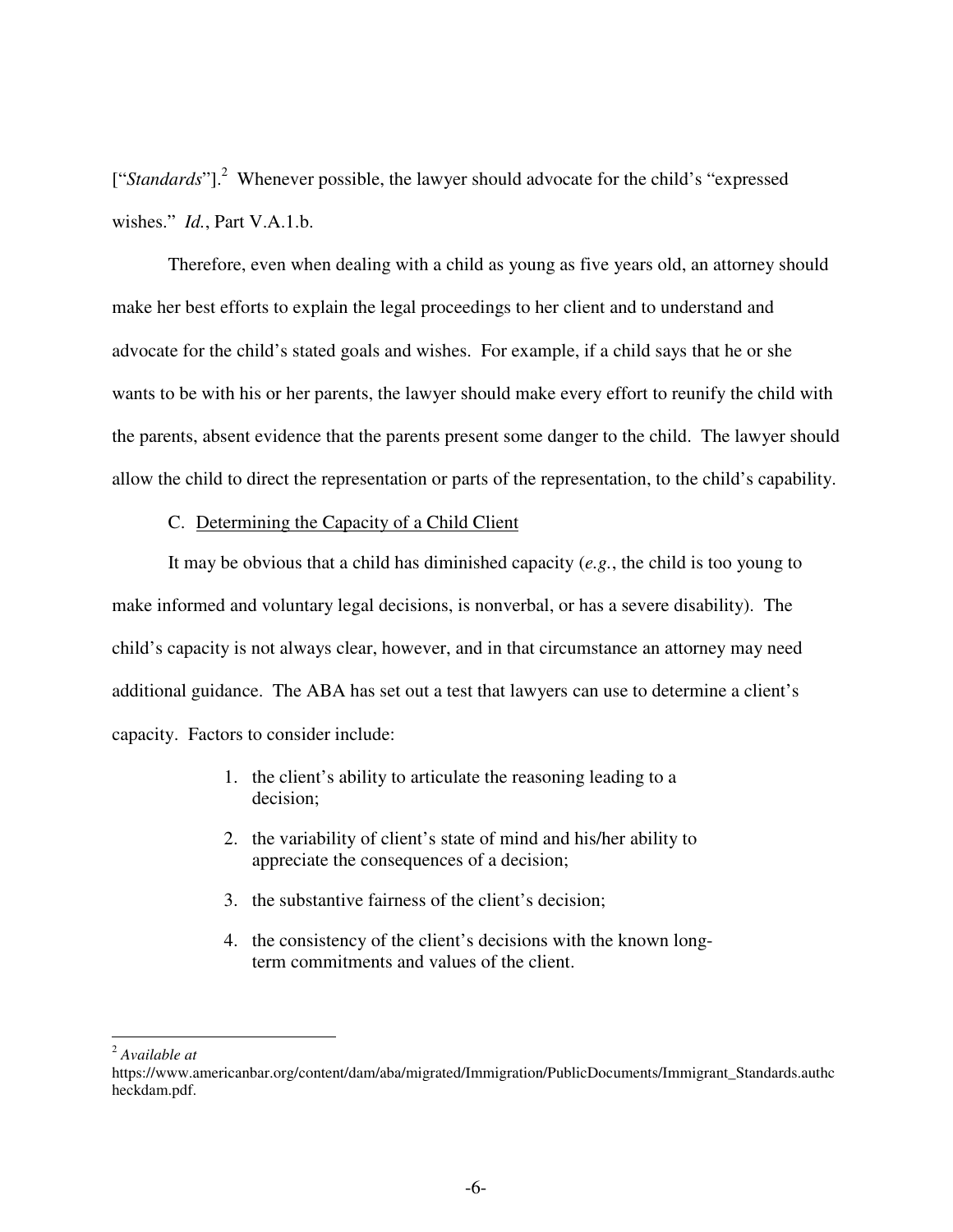["*Standards*"].[2] Whenever possible, the lawyer should advocate for the child's "expressed wishes." *Id.*, Part V.A.1.b.

Therefore, even when dealing with a child as young as five years old, an attorney should make her best efforts to explain the legal proceedings to her client and to understand and advocate for the child's stated goals and wishes. For example, if a child says that he or she wants to be with his or her parents, the lawyer should make every effort to reunify the child with the parents, absent evidence that the parents present some danger to the child. The lawyer should allow the child to direct the representation or parts of the representation, to the child's capability.

C. Determining the Capacity of a Child Client

It may be obvious that a child has diminished capacity (*e.g.*, the child is too young to make informed and voluntary legal decisions, is nonverbal, or has a severe disability). The child's capacity is not always clear, however, and in that circumstance an attorney may need additional guidance. The ABA has set out a test that lawyers can use to determine a client's capacity. Factors to consider include:

1. the client's ability to articulate the reasoning leading to a decision;
2. the variability of client's state of mind and his/her ability to appreciate the consequences of a decision;
3. the substantive fairness of the client's decision;
4. the consistency of the client's decisions with the known long-term commitments and values of the client.

---

[2] *Available at* https://www.americanbar.org/content/dam/aba/migrated/Immigration/PublicDocuments/Immigrant_Standards.authcheckdam.pdf.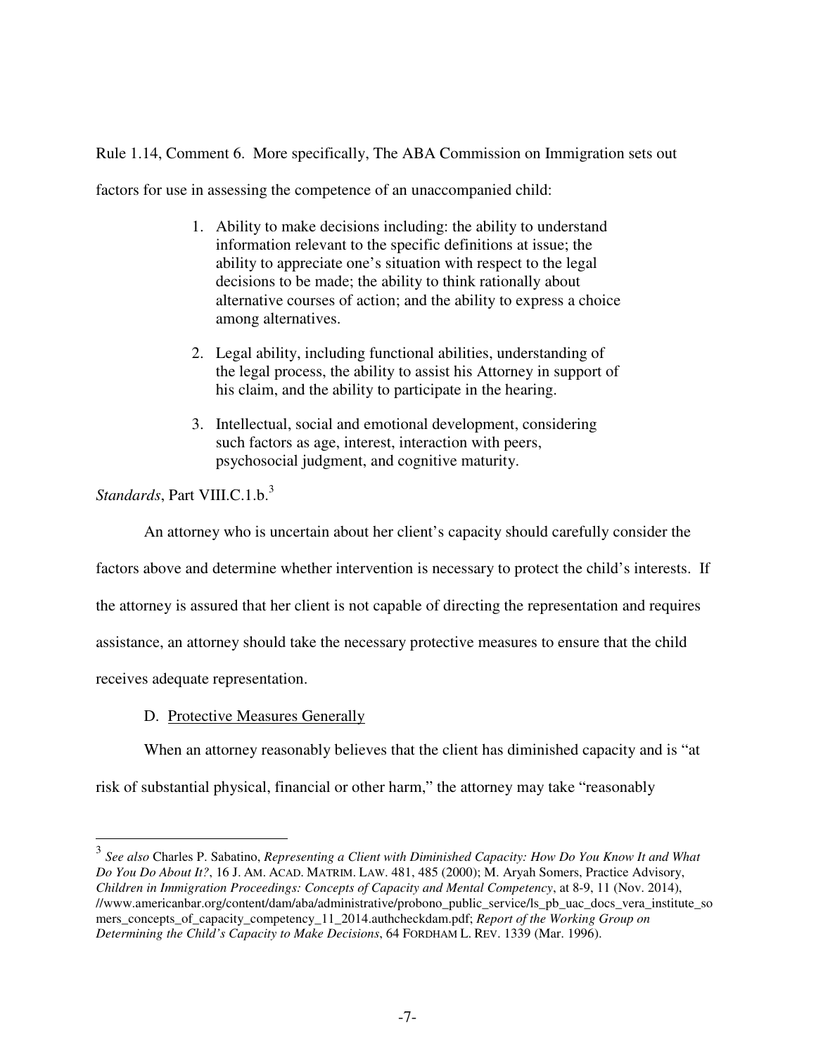Rule 1.14, Comment 6. More specifically, The ABA Commission on Immigration sets out factors for use in assessing the competence of an unaccompanied child:

> 1. Ability to make decisions including: the ability to understand information relevant to the specific definitions at issue; the ability to appreciate one's situation with respect to the legal decisions to be made; the ability to think rationally about alternative courses of action; and the ability to express a choice among alternatives.
>
> 2. Legal ability, including functional abilities, understanding of the legal process, the ability to assist his Attorney in support of his claim, and the ability to participate in the hearing.
>
> 3. Intellectual, social and emotional development, considering such factors as age, interest, interaction with peers, psychosocial judgment, and cognitive maturity.

*Standards*, Part VIII.C.1.b.[3]

An attorney who is uncertain about her client's capacity should carefully consider the factors above and determine whether intervention is necessary to protect the child's interests. If the attorney is assured that her client is not capable of directing the representation and requires assistance, an attorney should take the necessary protective measures to ensure that the child receives adequate representation.

D. Protective Measures Generally

When an attorney reasonably believes that the client has diminished capacity and is "at risk of substantial physical, financial or other harm," the attorney may take "reasonably

---

[3] *See also* Charles P. Sabatino, *Representing a Client with Diminished Capacity: How Do You Know It and What Do You Do About It?*, 16 J. AM. ACAD. MATRIM. LAW. 481, 485 (2000); M. Aryah Somers, Practice Advisory, *Children in Immigration Proceedings: Concepts of Capacity and Mental Competency*, at 8-9, 11 (Nov. 2014), //www.americanbar.org/content/dam/aba/administrative/probono_public_service/ls_pb_uac_docs_vera_institute_somers_concepts_of_capacity_competency_11_2014.authcheckdam.pdf; *Report of the Working Group on Determining the Child's Capacity to Make Decisions*, 64 FORDHAM L. REV. 1339 (Mar. 1996).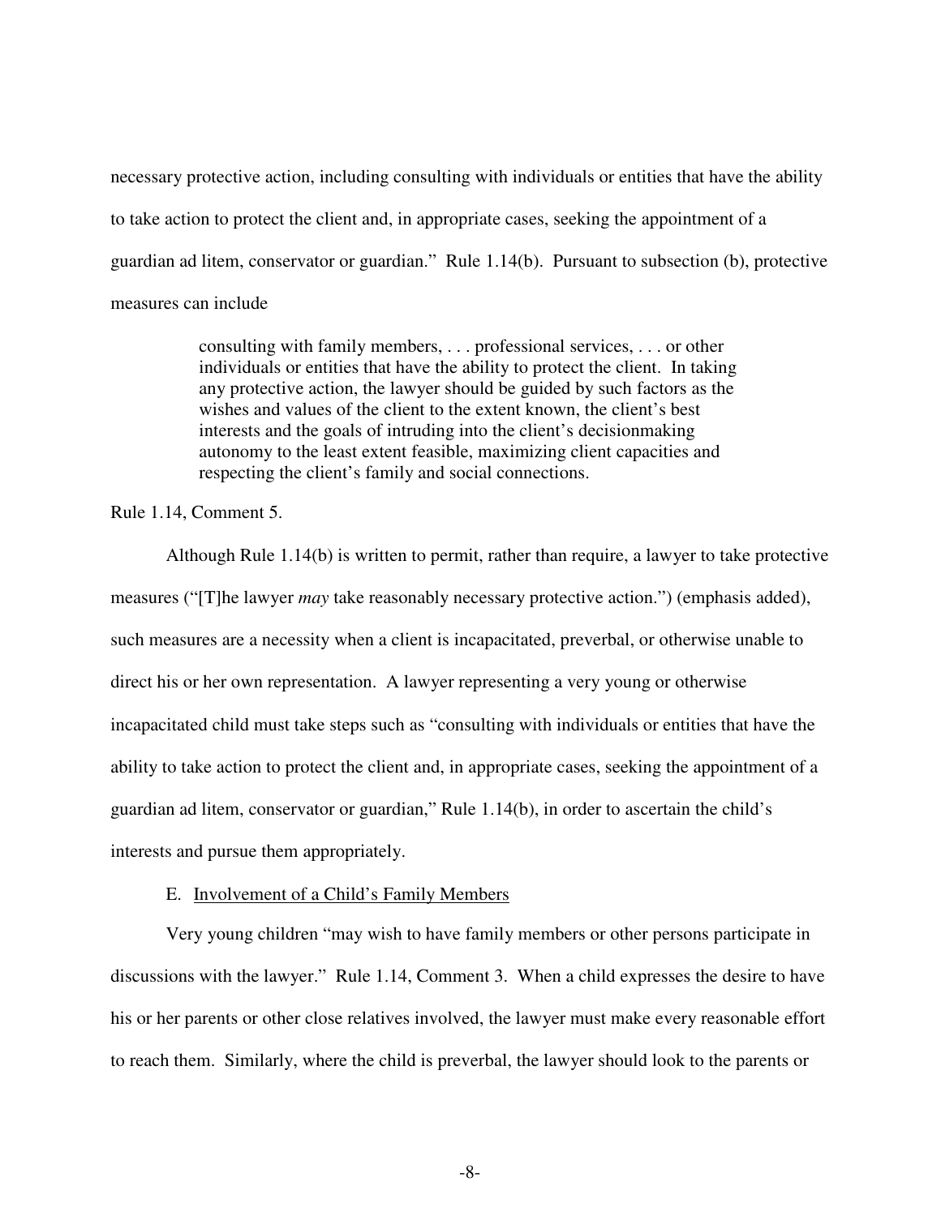necessary protective action, including consulting with individuals or entities that have the ability to take action to protect the client and, in appropriate cases, seeking the appointment of a guardian ad litem, conservator or guardian." Rule 1.14(b). Pursuant to subsection (b), protective measures can include

> consulting with family members, . . . professional services, . . . or other individuals or entities that have the ability to protect the client. In taking any protective action, the lawyer should be guided by such factors as the wishes and values of the client to the extent known, the client's best interests and the goals of intruding into the client's decisionmaking autonomy to the least extent feasible, maximizing client capacities and respecting the client's family and social connections.

Rule 1.14, Comment 5.

Although Rule 1.14(b) is written to permit, rather than require, a lawyer to take protective measures ("[T]he lawyer *may* take reasonably necessary protective action.") (emphasis added), such measures are a necessity when a client is incapacitated, preverbal, or otherwise unable to direct his or her own representation. A lawyer representing a very young or otherwise incapacitated child must take steps such as "consulting with individuals or entities that have the ability to take action to protect the client and, in appropriate cases, seeking the appointment of a guardian ad litem, conservator or guardian," Rule 1.14(b), in order to ascertain the child's interests and pursue them appropriately.

E. Involvement of a Child's Family Members

Very young children "may wish to have family members or other persons participate in discussions with the lawyer." Rule 1.14, Comment 3. When a child expresses the desire to have his or her parents or other close relatives involved, the lawyer must make every reasonable effort to reach them. Similarly, where the child is preverbal, the lawyer should look to the parents or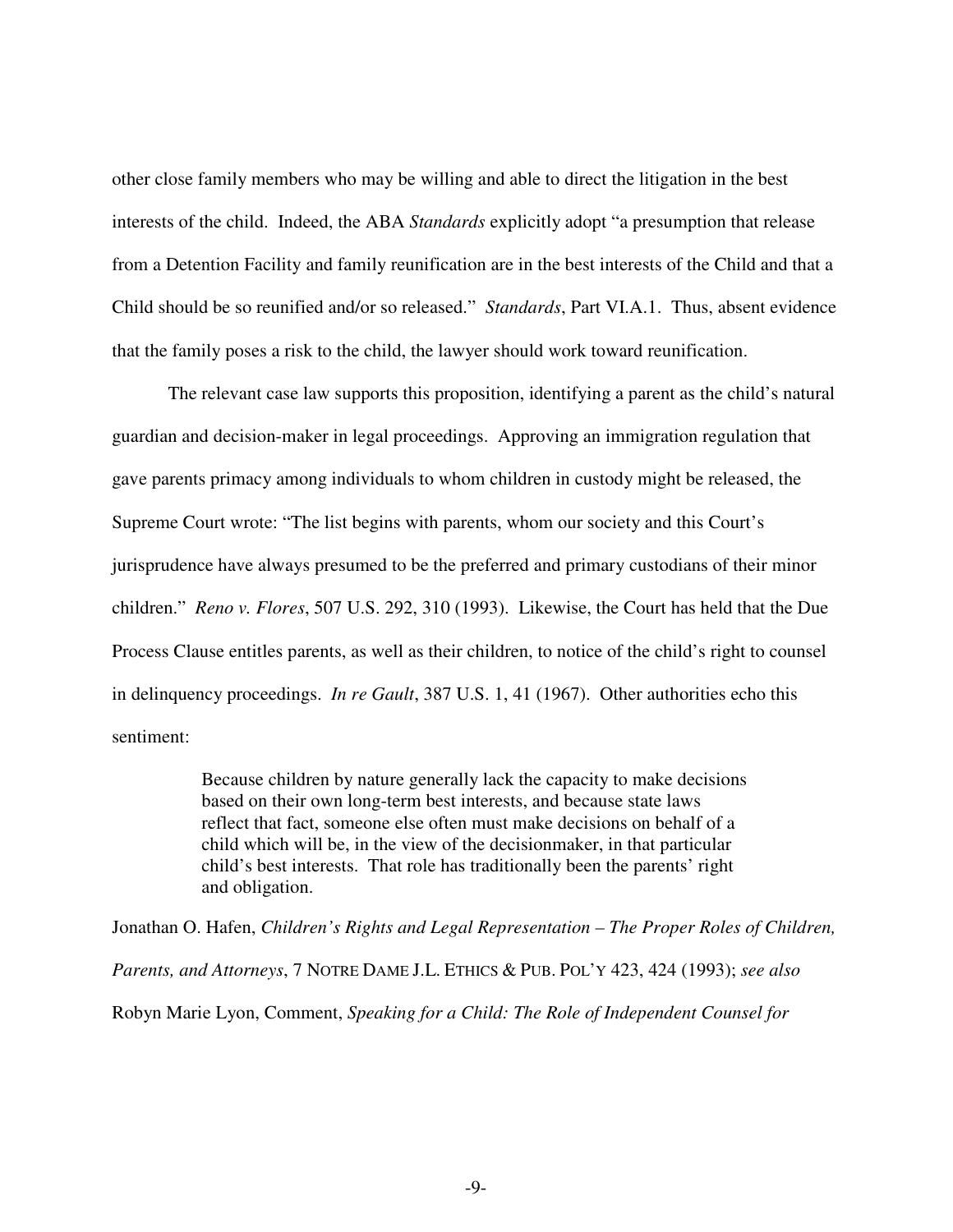other close family members who may be willing and able to direct the litigation in the best interests of the child. Indeed, the ABA *Standards* explicitly adopt "a presumption that release from a Detention Facility and family reunification are in the best interests of the Child and that a Child should be so reunified and/or so released." *Standards*, Part VI.A.1. Thus, absent evidence that the family poses a risk to the child, the lawyer should work toward reunification.

The relevant case law supports this proposition, identifying a parent as the child's natural guardian and decision-maker in legal proceedings. Approving an immigration regulation that gave parents primacy among individuals to whom children in custody might be released, the Supreme Court wrote: "The list begins with parents, whom our society and this Court's jurisprudence have always presumed to be the preferred and primary custodians of their minor children." *Reno v. Flores*, 507 U.S. 292, 310 (1993). Likewise, the Court has held that the Due Process Clause entitles parents, as well as their children, to notice of the child's right to counsel in delinquency proceedings. *In re Gault*, 387 U.S. 1, 41 (1967). Other authorities echo this sentiment:

> Because children by nature generally lack the capacity to make decisions based on their own long-term best interests, and because state laws reflect that fact, someone else often must make decisions on behalf of a child which will be, in the view of the decisionmaker, in that particular child's best interests. That role has traditionally been the parents' right and obligation.

Jonathan O. Hafen, *Children's Rights and Legal Representation – The Proper Roles of Children, Parents, and Attorneys*, 7 NOTRE DAME J.L. ETHICS & PUB. POL'Y 423, 424 (1993); *see also* Robyn Marie Lyon, Comment, *Speaking for a Child: The Role of Independent Counsel for*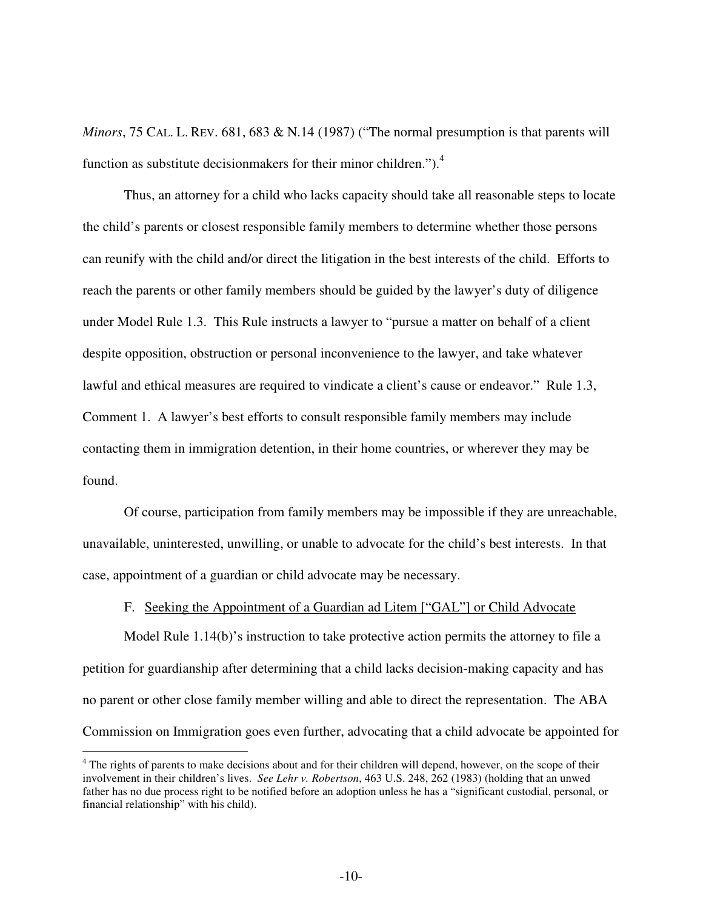*Minors*, 75 CAL. L. REV. 681, 683 & N.14 (1987) ("The normal presumption is that parents will function as substitute decisionmakers for their minor children.").[4]

Thus, an attorney for a child who lacks capacity should take all reasonable steps to locate the child's parents or closest responsible family members to determine whether those persons can reunify with the child and/or direct the litigation in the best interests of the child. Efforts to reach the parents or other family members should be guided by the lawyer's duty of diligence under Model Rule 1.3. This Rule instructs a lawyer to "pursue a matter on behalf of a client despite opposition, obstruction or personal inconvenience to the lawyer, and take whatever lawful and ethical measures are required to vindicate a client's cause or endeavor." Rule 1.3, Comment 1. A lawyer's best efforts to consult responsible family members may include contacting them in immigration detention, in their home countries, or wherever they may be found.

Of course, participation from family members may be impossible if they are unreachable, unavailable, uninterested, unwilling, or unable to advocate for the child's best interests. In that case, appointment of a guardian or child advocate may be necessary.

F. Seeking the Appointment of a Guardian ad Litem ["GAL"] or Child Advocate

Model Rule 1.14(b)'s instruction to take protective action permits the attorney to file a petition for guardianship after determining that a child lacks decision-making capacity and has no parent or other close family member willing and able to direct the representation. The ABA Commission on Immigration goes even further, advocating that a child advocate be appointed for

---

[4] The rights of parents to make decisions about and for their children will depend, however, on the scope of their involvement in their children's lives. *See Lehr v. Robertson*, 463 U.S. 248, 262 (1983) (holding that an unwed father has no due process right to be notified before an adoption unless he has a "significant custodial, personal, or financial relationship" with his child).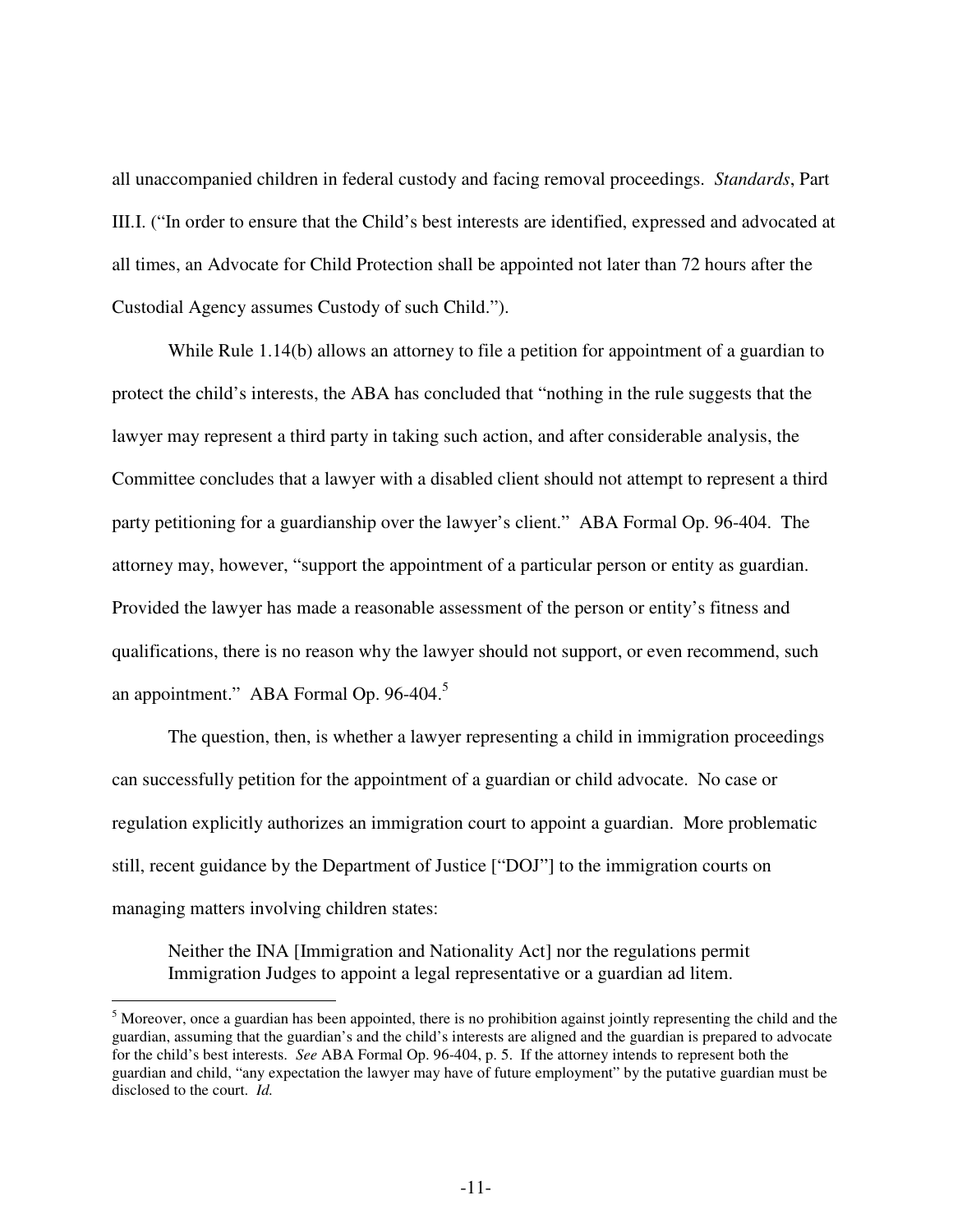all unaccompanied children in federal custody and facing removal proceedings. *Standards*, Part III.I. ("In order to ensure that the Child's best interests are identified, expressed and advocated at all times, an Advocate for Child Protection shall be appointed not later than 72 hours after the Custodial Agency assumes Custody of such Child.").

While Rule 1.14(b) allows an attorney to file a petition for appointment of a guardian to protect the child's interests, the ABA has concluded that "nothing in the rule suggests that the lawyer may represent a third party in taking such action, and after considerable analysis, the Committee concludes that a lawyer with a disabled client should not attempt to represent a third party petitioning for a guardianship over the lawyer's client." ABA Formal Op. 96-404. The attorney may, however, "support the appointment of a particular person or entity as guardian. Provided the lawyer has made a reasonable assessment of the person or entity's fitness and qualifications, there is no reason why the lawyer should not support, or even recommend, such an appointment." ABA Formal Op. 96-404.[5]

The question, then, is whether a lawyer representing a child in immigration proceedings can successfully petition for the appointment of a guardian or child advocate. No case or regulation explicitly authorizes an immigration court to appoint a guardian. More problematic still, recent guidance by the Department of Justice ["DOJ"] to the immigration courts on managing matters involving children states:

> Neither the INA [Immigration and Nationality Act] nor the regulations permit Immigration Judges to appoint a legal representative or a guardian ad litem.

[5] Moreover, once a guardian has been appointed, there is no prohibition against jointly representing the child and the guardian, assuming that the guardian's and the child's interests are aligned and the guardian is prepared to advocate for the child's best interests. *See* ABA Formal Op. 96-404, p. 5. If the attorney intends to represent both the guardian and child, "any expectation the lawyer may have of future employment" by the putative guardian must be disclosed to the court. *Id.*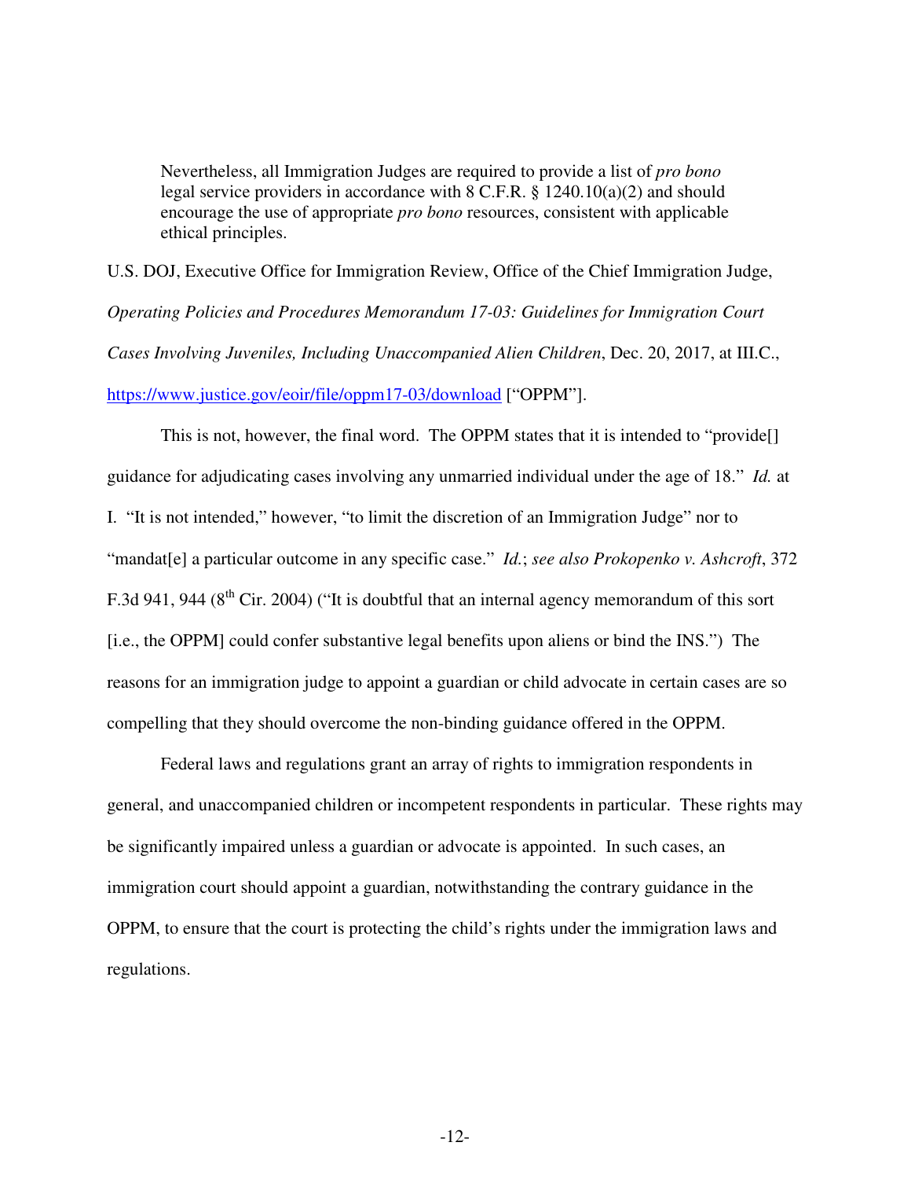> Nevertheless, all Immigration Judges are required to provide a list of *pro bono* legal service providers in accordance with 8 C.F.R. § 1240.10(a)(2) and should encourage the use of appropriate *pro bono* resources, consistent with applicable ethical principles.

U.S. DOJ, Executive Office for Immigration Review, Office of the Chief Immigration Judge, *Operating Policies and Procedures Memorandum 17-03: Guidelines for Immigration Court Cases Involving Juveniles, Including Unaccompanied Alien Children*, Dec. 20, 2017, at III.C., https://www.justice.gov/eoir/file/oppm17-03/download ["OPPM"].

This is not, however, the final word. The OPPM states that it is intended to "provide[] guidance for adjudicating cases involving any unmarried individual under the age of 18." *Id.* at I. "It is not intended," however, "to limit the discretion of an Immigration Judge" nor to "mandat[e] a particular outcome in any specific case." *Id.*; *see also Prokopenko v. Ashcroft*, 372 F.3d 941, 944 (8th Cir. 2004) ("It is doubtful that an internal agency memorandum of this sort [i.e., the OPPM] could confer substantive legal benefits upon aliens or bind the INS.") The reasons for an immigration judge to appoint a guardian or child advocate in certain cases are so compelling that they should overcome the non-binding guidance offered in the OPPM.

Federal laws and regulations grant an array of rights to immigration respondents in general, and unaccompanied children or incompetent respondents in particular. These rights may be significantly impaired unless a guardian or advocate is appointed. In such cases, an immigration court should appoint a guardian, notwithstanding the contrary guidance in the OPPM, to ensure that the court is protecting the child's rights under the immigration laws and regulations.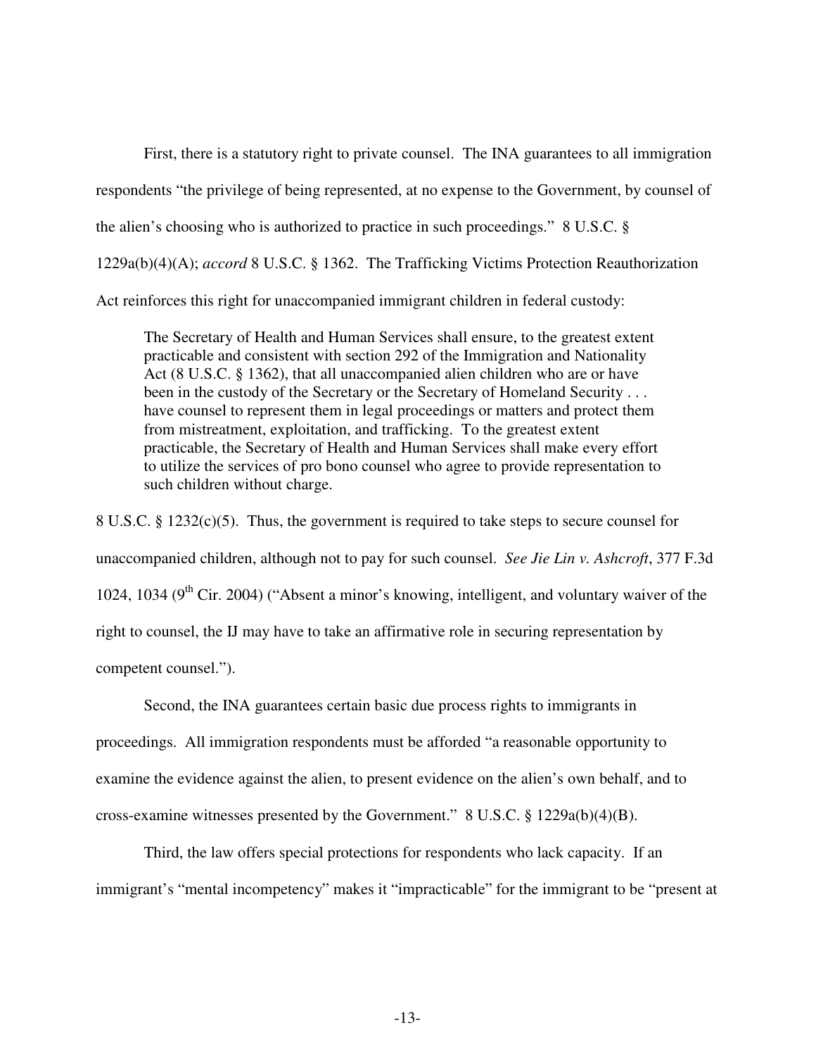First, there is a statutory right to private counsel. The INA guarantees to all immigration respondents "the privilege of being represented, at no expense to the Government, by counsel of the alien's choosing who is authorized to practice in such proceedings." 8 U.S.C. § 1229a(b)(4)(A); *accord* 8 U.S.C. § 1362. The Trafficking Victims Protection Reauthorization Act reinforces this right for unaccompanied immigrant children in federal custody:

> The Secretary of Health and Human Services shall ensure, to the greatest extent practicable and consistent with section 292 of the Immigration and Nationality Act (8 U.S.C. § 1362), that all unaccompanied alien children who are or have been in the custody of the Secretary or the Secretary of Homeland Security . . . have counsel to represent them in legal proceedings or matters and protect them from mistreatment, exploitation, and trafficking. To the greatest extent practicable, the Secretary of Health and Human Services shall make every effort to utilize the services of pro bono counsel who agree to provide representation to such children without charge.

8 U.S.C. § 1232(c)(5). Thus, the government is required to take steps to secure counsel for unaccompanied children, although not to pay for such counsel. *See Jie Lin v. Ashcroft*, 377 F.3d 1024, 1034 (9th Cir. 2004) ("Absent a minor's knowing, intelligent, and voluntary waiver of the right to counsel, the IJ may have to take an affirmative role in securing representation by competent counsel.").

Second, the INA guarantees certain basic due process rights to immigrants in proceedings. All immigration respondents must be afforded "a reasonable opportunity to examine the evidence against the alien, to present evidence on the alien's own behalf, and to cross-examine witnesses presented by the Government." 8 U.S.C. § 1229a(b)(4)(B).

Third, the law offers special protections for respondents who lack capacity. If an immigrant's "mental incompetency" makes it "impracticable" for the immigrant to be "present at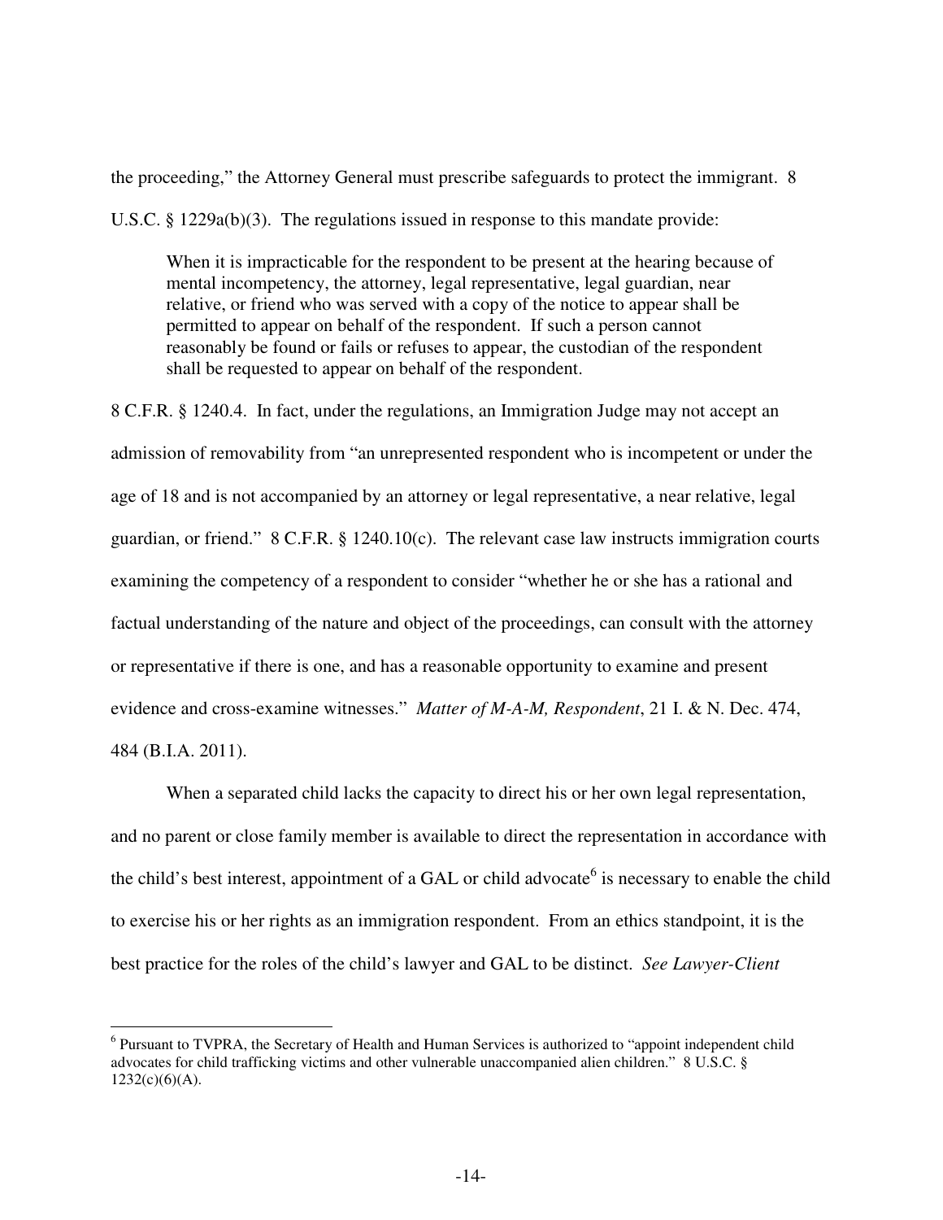the proceeding," the Attorney General must prescribe safeguards to protect the immigrant. 8 U.S.C. § 1229a(b)(3). The regulations issued in response to this mandate provide:

> When it is impracticable for the respondent to be present at the hearing because of mental incompetency, the attorney, legal representative, legal guardian, near relative, or friend who was served with a copy of the notice to appear shall be permitted to appear on behalf of the respondent. If such a person cannot reasonably be found or fails or refuses to appear, the custodian of the respondent shall be requested to appear on behalf of the respondent.

8 C.F.R. § 1240.4. In fact, under the regulations, an Immigration Judge may not accept an admission of removability from "an unrepresented respondent who is incompetent or under the age of 18 and is not accompanied by an attorney or legal representative, a near relative, legal guardian, or friend." 8 C.F.R. § 1240.10(c). The relevant case law instructs immigration courts examining the competency of a respondent to consider "whether he or she has a rational and factual understanding of the nature and object of the proceedings, can consult with the attorney or representative if there is one, and has a reasonable opportunity to examine and present evidence and cross-examine witnesses." *Matter of M-A-M, Respondent*, 21 I. & N. Dec. 474, 484 (B.I.A. 2011).

When a separated child lacks the capacity to direct his or her own legal representation, and no parent or close family member is available to direct the representation in accordance with the child's best interest, appointment of a GAL or child advocate[6] is necessary to enable the child to exercise his or her rights as an immigration respondent. From an ethics standpoint, it is the best practice for the roles of the child's lawyer and GAL to be distinct. *See Lawyer-Client*

---

[6] Pursuant to TVPRA, the Secretary of Health and Human Services is authorized to "appoint independent child advocates for child trafficking victims and other vulnerable unaccompanied alien children." 8 U.S.C. § 1232(c)(6)(A).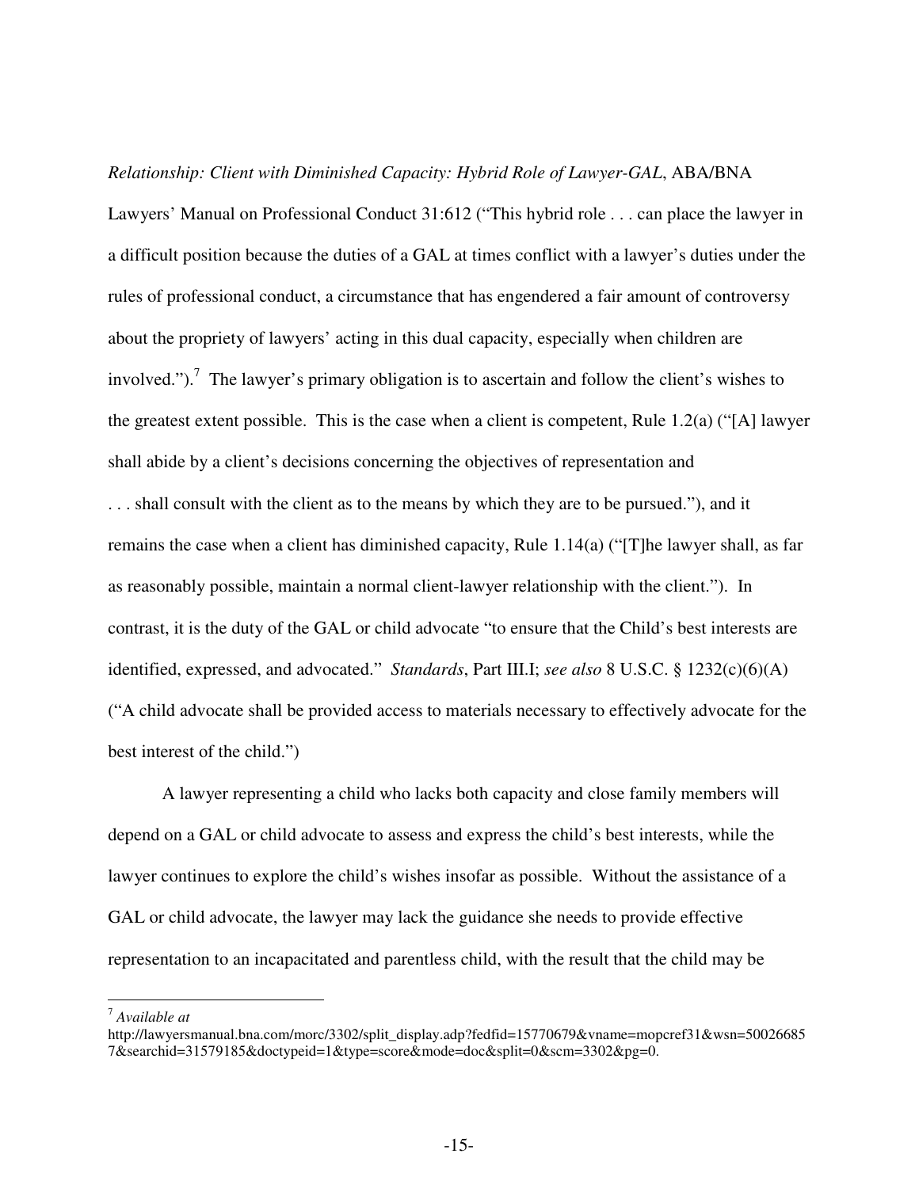*Relationship: Client with Diminished Capacity: Hybrid Role of Lawyer-GAL*, ABA/BNA Lawyers' Manual on Professional Conduct 31:612 ("This hybrid role . . . can place the lawyer in a difficult position because the duties of a GAL at times conflict with a lawyer's duties under the rules of professional conduct, a circumstance that has engendered a fair amount of controversy about the propriety of lawyers' acting in this dual capacity, especially when children are involved.").[7] The lawyer's primary obligation is to ascertain and follow the client's wishes to the greatest extent possible. This is the case when a client is competent, Rule 1.2(a) ("[A] lawyer shall abide by a client's decisions concerning the objectives of representation and . . . shall consult with the client as to the means by which they are to be pursued."), and it remains the case when a client has diminished capacity, Rule 1.14(a) ("[T]he lawyer shall, as far as reasonably possible, maintain a normal client-lawyer relationship with the client."). In contrast, it is the duty of the GAL or child advocate "to ensure that the Child's best interests are identified, expressed, and advocated." *Standards*, Part III.I; *see also* 8 U.S.C. § 1232(c)(6)(A) ("A child advocate shall be provided access to materials necessary to effectively advocate for the best interest of the child.")

A lawyer representing a child who lacks both capacity and close family members will depend on a GAL or child advocate to assess and express the child's best interests, while the lawyer continues to explore the child's wishes insofar as possible. Without the assistance of a GAL or child advocate, the lawyer may lack the guidance she needs to provide effective representation to an incapacitated and parentless child, with the result that the child may be

---

[7] *Available at* http://lawyersmanual.bna.com/morc/3302/split_display.adp?fedfid=15770679&vname=mopcref31&wsn=500266857&searchid=31579185&doctypeid=1&type=score&mode=doc&split=0&scm=3302&pg=0.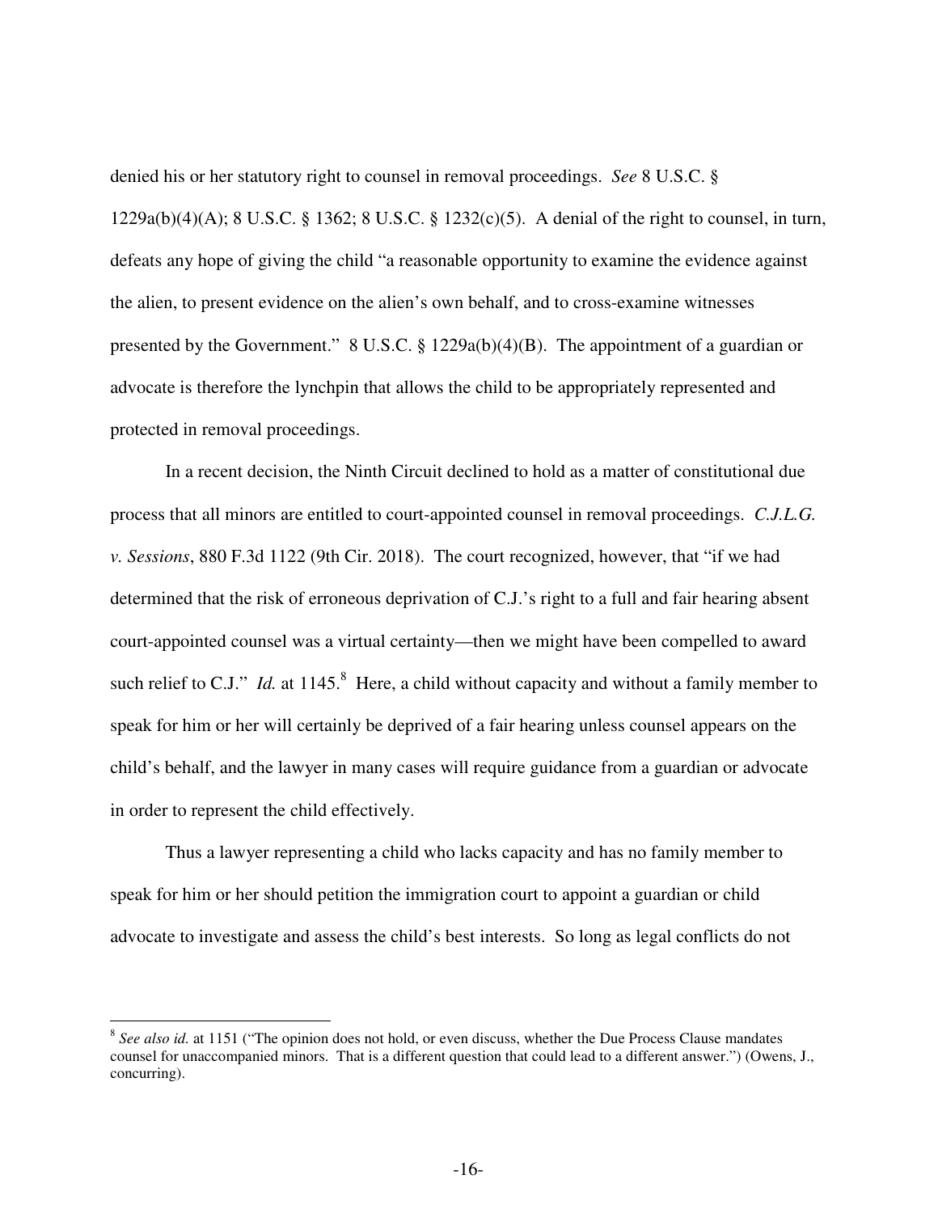denied his or her statutory right to counsel in removal proceedings. *See* 8 U.S.C. § 1229a(b)(4)(A); 8 U.S.C. § 1362; 8 U.S.C. § 1232(c)(5). A denial of the right to counsel, in turn, defeats any hope of giving the child "a reasonable opportunity to examine the evidence against the alien, to present evidence on the alien's own behalf, and to cross-examine witnesses presented by the Government." 8 U.S.C. § 1229a(b)(4)(B). The appointment of a guardian or advocate is therefore the lynchpin that allows the child to be appropriately represented and protected in removal proceedings.

In a recent decision, the Ninth Circuit declined to hold as a matter of constitutional due process that all minors are entitled to court-appointed counsel in removal proceedings. *C.J.L.G. v. Sessions*, 880 F.3d 1122 (9th Cir. 2018). The court recognized, however, that "if we had determined that the risk of erroneous deprivation of C.J.'s right to a full and fair hearing absent court-appointed counsel was a virtual certainty—then we might have been compelled to award such relief to C.J." *Id.* at 1145.[8] Here, a child without capacity and without a family member to speak for him or her will certainly be deprived of a fair hearing unless counsel appears on the child's behalf, and the lawyer in many cases will require guidance from a guardian or advocate in order to represent the child effectively.

Thus a lawyer representing a child who lacks capacity and has no family member to speak for him or her should petition the immigration court to appoint a guardian or child advocate to investigate and assess the child's best interests. So long as legal conflicts do not

---

[8] *See also id.* at 1151 ("The opinion does not hold, or even discuss, whether the Due Process Clause mandates counsel for unaccompanied minors. That is a different question that could lead to a different answer.") (Owens, J., concurring).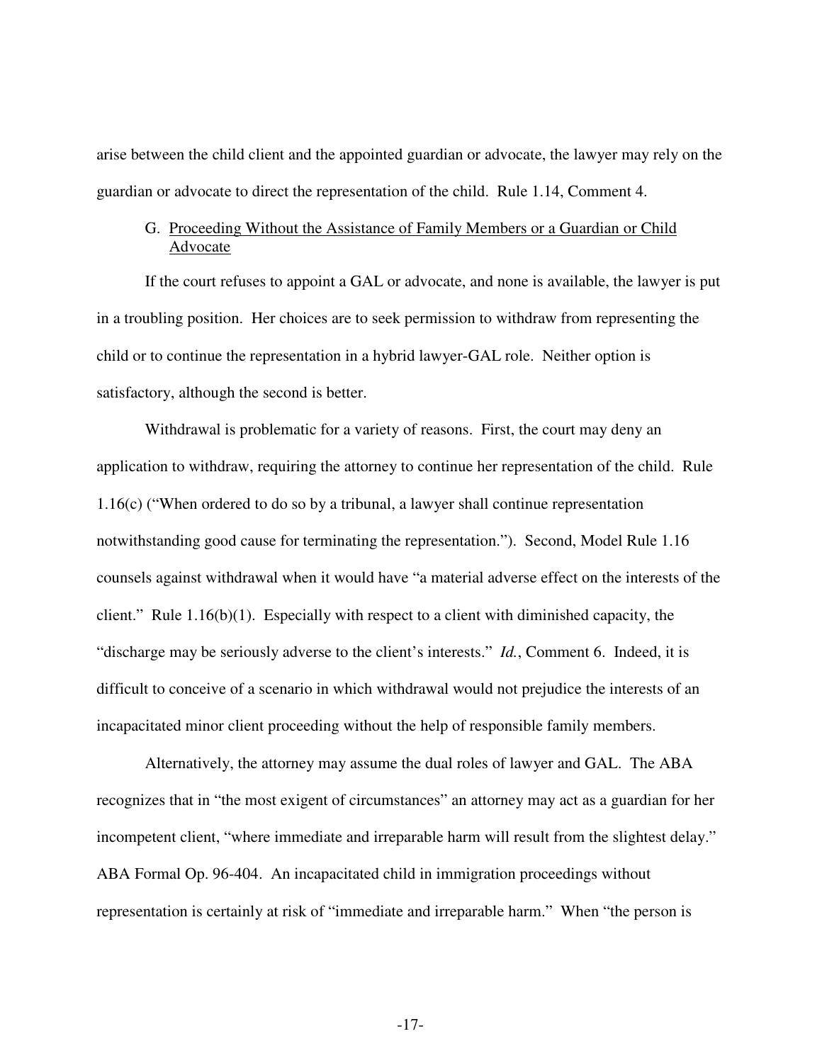arise between the child client and the appointed guardian or advocate, the lawyer may rely on the guardian or advocate to direct the representation of the child. Rule 1.14, Comment 4.

### G. Proceeding Without the Assistance of Family Members or a Guardian or Child Advocate

If the court refuses to appoint a GAL or advocate, and none is available, the lawyer is put in a troubling position. Her choices are to seek permission to withdraw from representing the child or to continue the representation in a hybrid lawyer-GAL role. Neither option is satisfactory, although the second is better.

Withdrawal is problematic for a variety of reasons. First, the court may deny an application to withdraw, requiring the attorney to continue her representation of the child. Rule 1.16(c) ("When ordered to do so by a tribunal, a lawyer shall continue representation notwithstanding good cause for terminating the representation."). Second, Model Rule 1.16 counsels against withdrawal when it would have "a material adverse effect on the interests of the client." Rule 1.16(b)(1). Especially with respect to a client with diminished capacity, the "discharge may be seriously adverse to the client's interests." *Id.*, Comment 6. Indeed, it is difficult to conceive of a scenario in which withdrawal would not prejudice the interests of an incapacitated minor client proceeding without the help of responsible family members.

Alternatively, the attorney may assume the dual roles of lawyer and GAL. The ABA recognizes that in "the most exigent of circumstances" an attorney may act as a guardian for her incompetent client, "where immediate and irreparable harm will result from the slightest delay." ABA Formal Op. 96-404. An incapacitated child in immigration proceedings without representation is certainly at risk of "immediate and irreparable harm." When "the person is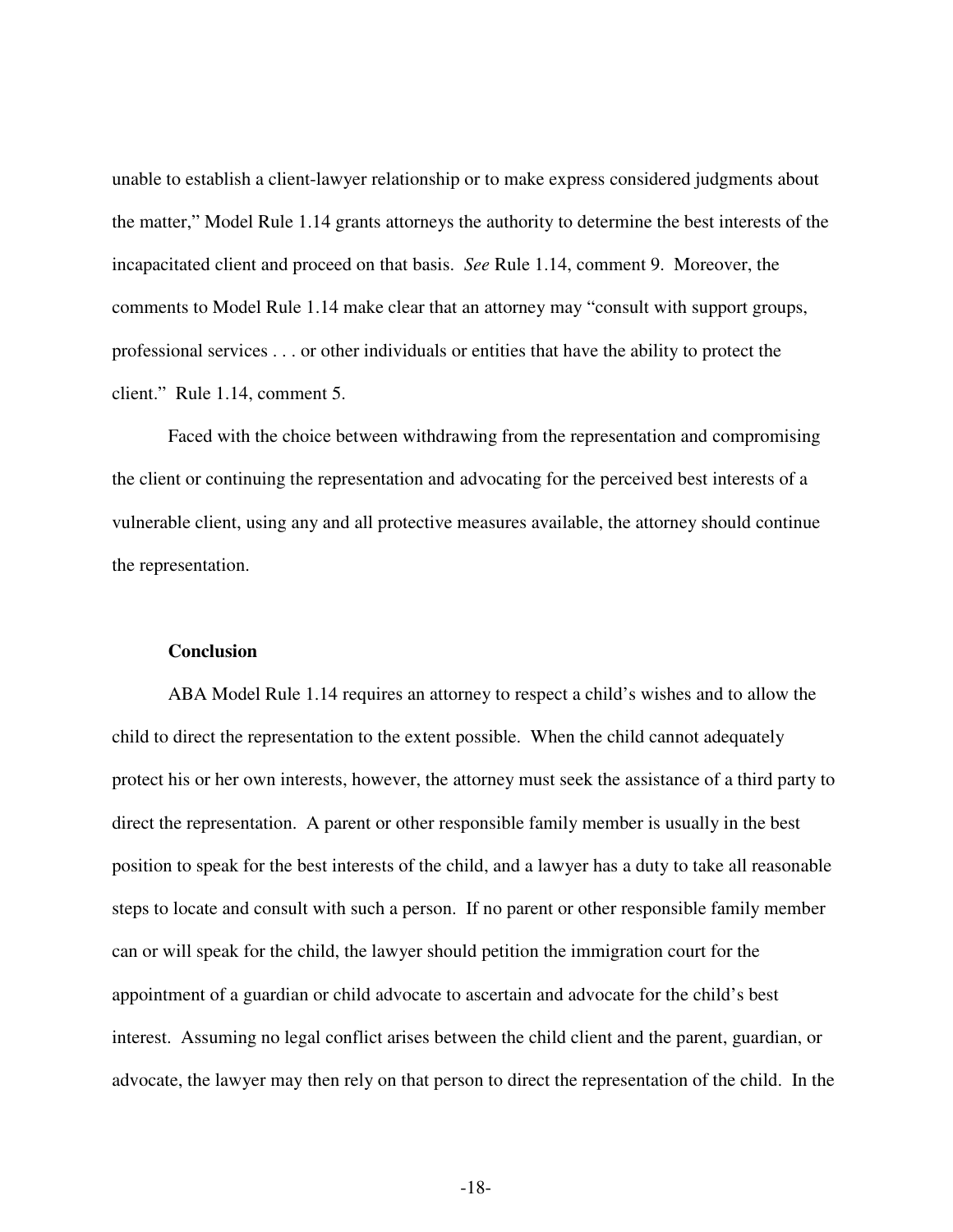unable to establish a client-lawyer relationship or to make express considered judgments about the matter," Model Rule 1.14 grants attorneys the authority to determine the best interests of the incapacitated client and proceed on that basis. *See* Rule 1.14, comment 9. Moreover, the comments to Model Rule 1.14 make clear that an attorney may "consult with support groups, professional services . . . or other individuals or entities that have the ability to protect the client." Rule 1.14, comment 5.

Faced with the choice between withdrawing from the representation and compromising the client or continuing the representation and advocating for the perceived best interests of a vulnerable client, using any and all protective measures available, the attorney should continue the representation.

**Conclusion**

ABA Model Rule 1.14 requires an attorney to respect a child's wishes and to allow the child to direct the representation to the extent possible. When the child cannot adequately protect his or her own interests, however, the attorney must seek the assistance of a third party to direct the representation. A parent or other responsible family member is usually in the best position to speak for the best interests of the child, and a lawyer has a duty to take all reasonable steps to locate and consult with such a person. If no parent or other responsible family member can or will speak for the child, the lawyer should petition the immigration court for the appointment of a guardian or child advocate to ascertain and advocate for the child's best interest. Assuming no legal conflict arises between the child client and the parent, guardian, or advocate, the lawyer may then rely on that person to direct the representation of the child. In the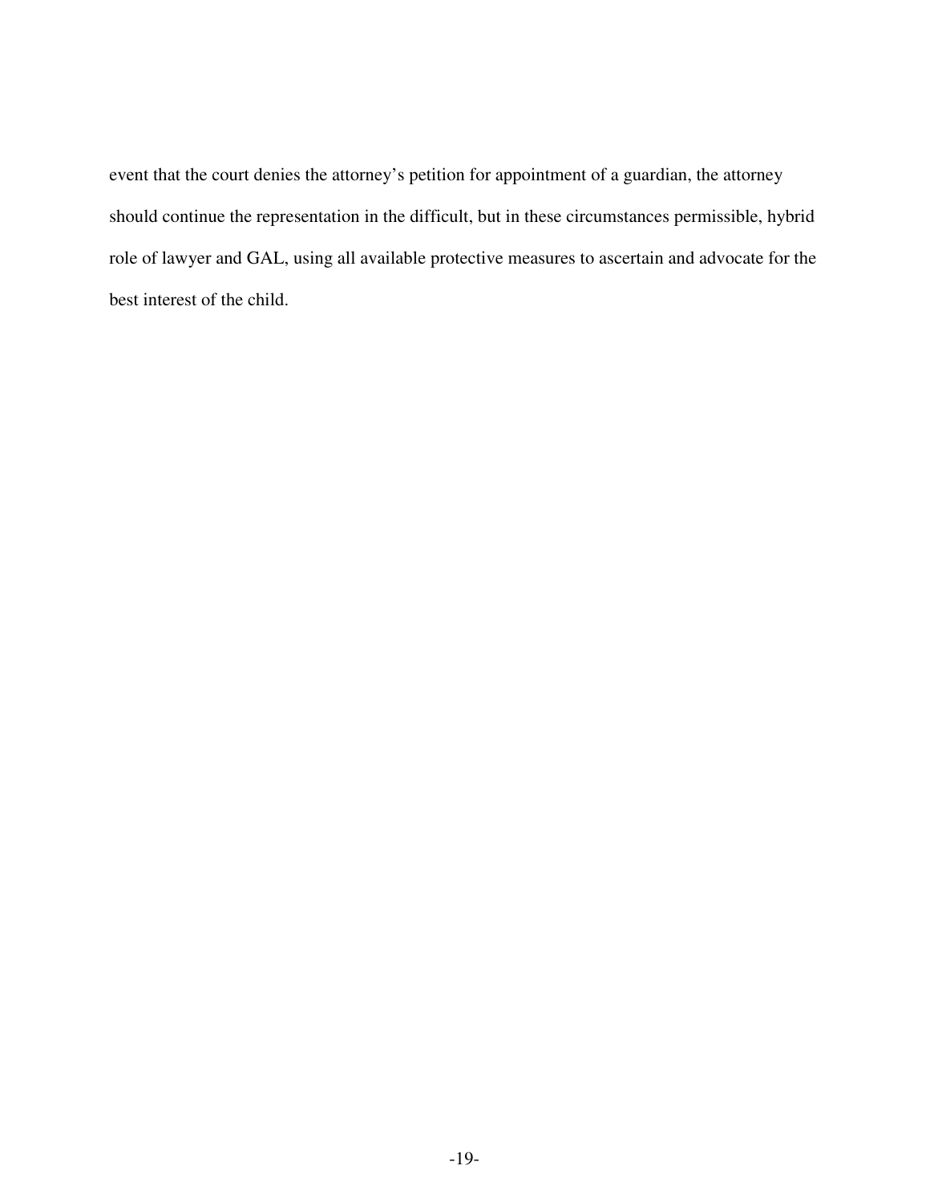event that the court denies the attorney’s petition for appointment of a guardian, the attorney should continue the representation in the difficult, but in these circumstances permissible, hybrid role of lawyer and GAL, using all available protective measures to ascertain and advocate for the best interest of the child.